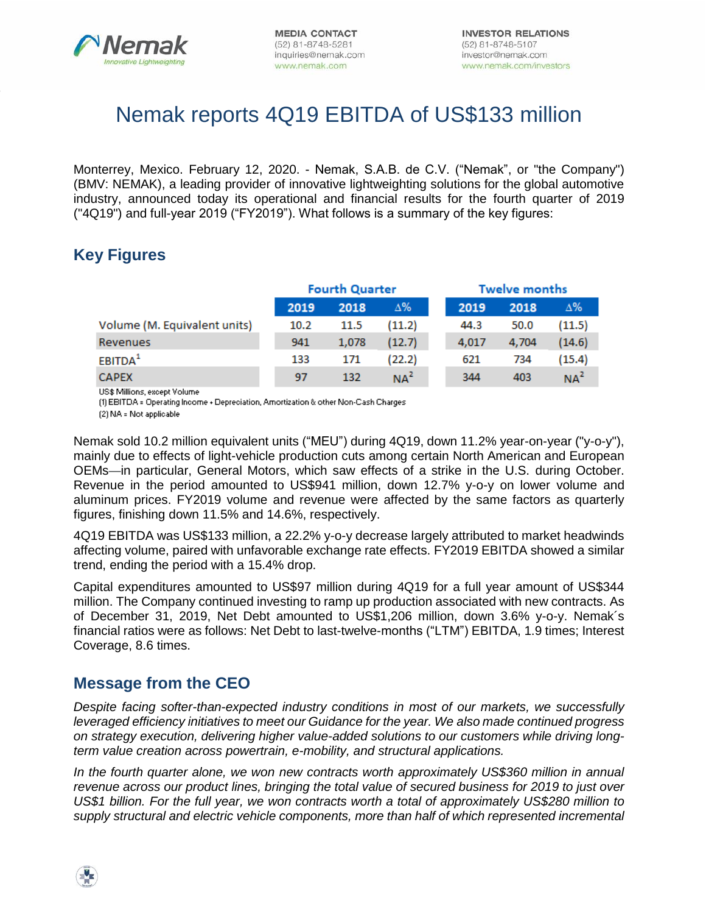MEDIA CONTACT
(52) 81-8748-5281
inquiries@nemak.com
www.nemak.com

INVESTOR RELATIONS
(52) 81-8748-5107
investor@nemak.com
www.nemak.com/investors

# Nemak reports 4Q19 EBITDA of US$133 million

Monterrey, Mexico. February 12, 2020. - Nemak, S.A.B. de C.V. ("Nemak", or "the Company") (BMV: NEMAK), a leading provider of innovative lightweighting solutions for the global automotive industry, announced today its operational and financial results for the fourth quarter of 2019 ("4Q19") and full-year 2019 ("FY2019"). What follows is a summary of the key figures:

## Key Figures

| | Fourth Quarter | | | Twelve months | | |
|---|---|---|---|---|---|---|
| | 2019 | 2018 | Δ% | 2019 | 2018 | Δ% |
| Volume (M. Equivalent units) | 10.2 | 11.5 | (11.2) | 44.3 | 50.0 | (11.5) |
| Revenues | 941 | 1,078 | (12.7) | 4,017 | 4,704 | (14.6) |
| EBITDA[1] | 133 | 171 | (22.2) | 621 | 734 | (15.4) |
| CAPEX | 97 | 132 | NA[2] | 344 | 403 | NA[2] |

US$ Millions, except Volume
(1) EBITDA = Operating Income + Depreciation, Amortization & other Non-Cash Charges
(2) NA = Not applicable

Nemak sold 10.2 million equivalent units ("MEU") during 4Q19, down 11.2% year-on-year ("y-o-y"), mainly due to effects of light-vehicle production cuts among certain North American and European OEMs—in particular, General Motors, which saw effects of a strike in the U.S. during October. Revenue in the period amounted to US$941 million, down 12.7% y-o-y on lower volume and aluminum prices. FY2019 volume and revenue were affected by the same factors as quarterly figures, finishing down 11.5% and 14.6%, respectively.

4Q19 EBITDA was US$133 million, a 22.2% y-o-y decrease largely attributed to market headwinds affecting volume, paired with unfavorable exchange rate effects. FY2019 EBITDA showed a similar trend, ending the period with a 15.4% drop.

Capital expenditures amounted to US$97 million during 4Q19 for a full year amount of US$344 million. The Company continued investing to ramp up production associated with new contracts. As of December 31, 2019, Net Debt amounted to US$1,206 million, down 3.6% y-o-y. Nemak´s financial ratios were as follows: Net Debt to last-twelve-months ("LTM") EBITDA, 1.9 times; Interest Coverage, 8.6 times.

## Message from the CEO

*Despite facing softer-than-expected industry conditions in most of our markets, we successfully leveraged efficiency initiatives to meet our Guidance for the year. We also made continued progress on strategy execution, delivering higher value-added solutions to our customers while driving long-term value creation across powertrain, e-mobility, and structural applications.*

*In the fourth quarter alone, we won new contracts worth approximately US$360 million in annual revenue across our product lines, bringing the total value of secured business for 2019 to just over US$1 billion. For the full year, we won contracts worth a total of approximately US$280 million to supply structural and electric vehicle components, more than half of which represented incremental*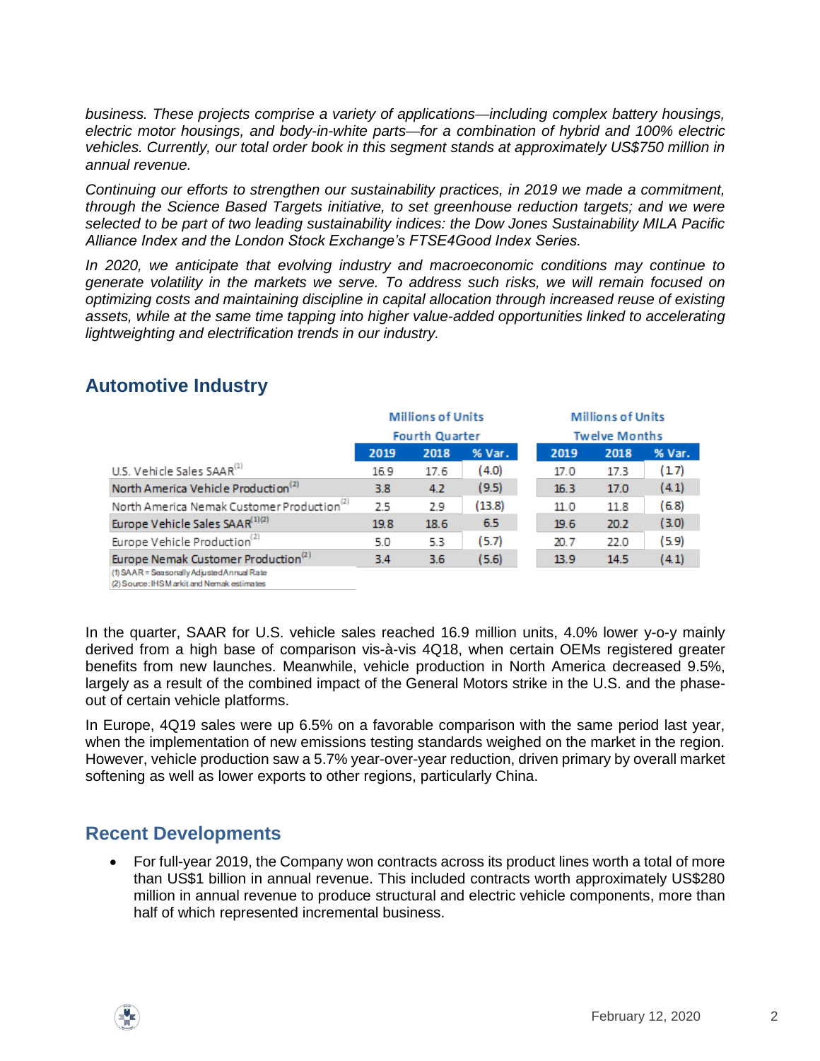*business. These projects comprise a variety of applications—including complex battery housings, electric motor housings, and body-in-white parts—for a combination of hybrid and 100% electric vehicles. Currently, our total order book in this segment stands at approximately US$750 million in annual revenue.*

*Continuing our efforts to strengthen our sustainability practices, in 2019 we made a commitment, through the Science Based Targets initiative, to set greenhouse reduction targets; and we were selected to be part of two leading sustainability indices: the Dow Jones Sustainability MILA Pacific Alliance Index and the London Stock Exchange's FTSE4Good Index Series.*

*In 2020, we anticipate that evolving industry and macroeconomic conditions may continue to generate volatility in the markets we serve. To address such risks, we will remain focused on optimizing costs and maintaining discipline in capital allocation through increased reuse of existing assets, while at the same time tapping into higher value-added opportunities linked to accelerating lightweighting and electrification trends in our industry.*

## Automotive Industry

| | Millions of Units Fourth Quarter | | | Millions of Units Twelve Months | | |
|---|---|---|---|---|---|---|
| | 2019 | 2018 | % Var. | 2019 | 2018 | % Var. |
| U.S. Vehicle Sales SAAR[1] | 16.9 | 17.6 | (4.0) | 17.0 | 17.3 | (1.7) |
| North America Vehicle Production[2] | 3.8 | 4.2 | (9.5) | 16.3 | 17.0 | (4.1) |
| North America Nemak Customer Production[2] | 2.5 | 2.9 | (13.8) | 11.0 | 11.8 | (6.8) |
| Europe Vehicle Sales SAAR[1][2] | 19.8 | 18.6 | 6.5 | 19.6 | 20.2 | (3.0) |
| Europe Vehicle Production[2] | 5.0 | 5.3 | (5.7) | 20.7 | 22.0 | (5.9) |
| Europe Nemak Customer Production[2] | 3.4 | 3.6 | (5.6) | 13.9 | 14.5 | (4.1) |

(1) SAAR = Seasonally Adjusted Annual Rate
(2) Source: IHS Markit and Nemak estimates

In the quarter, SAAR for U.S. vehicle sales reached 16.9 million units, 4.0% lower y-o-y mainly derived from a high base of comparison vis-à-vis 4Q18, when certain OEMs registered greater benefits from new launches. Meanwhile, vehicle production in North America decreased 9.5%, largely as a result of the combined impact of the General Motors strike in the U.S. and the phase-out of certain vehicle platforms.

In Europe, 4Q19 sales were up 6.5% on a favorable comparison with the same period last year, when the implementation of new emissions testing standards weighed on the market in the region. However, vehicle production saw a 5.7% year-over-year reduction, driven primary by overall market softening as well as lower exports to other regions, particularly China.

## Recent Developments

- For full-year 2019, the Company won contracts across its product lines worth a total of more than US$1 billion in annual revenue. This included contracts worth approximately US$280 million in annual revenue to produce structural and electric vehicle components, more than half of which represented incremental business.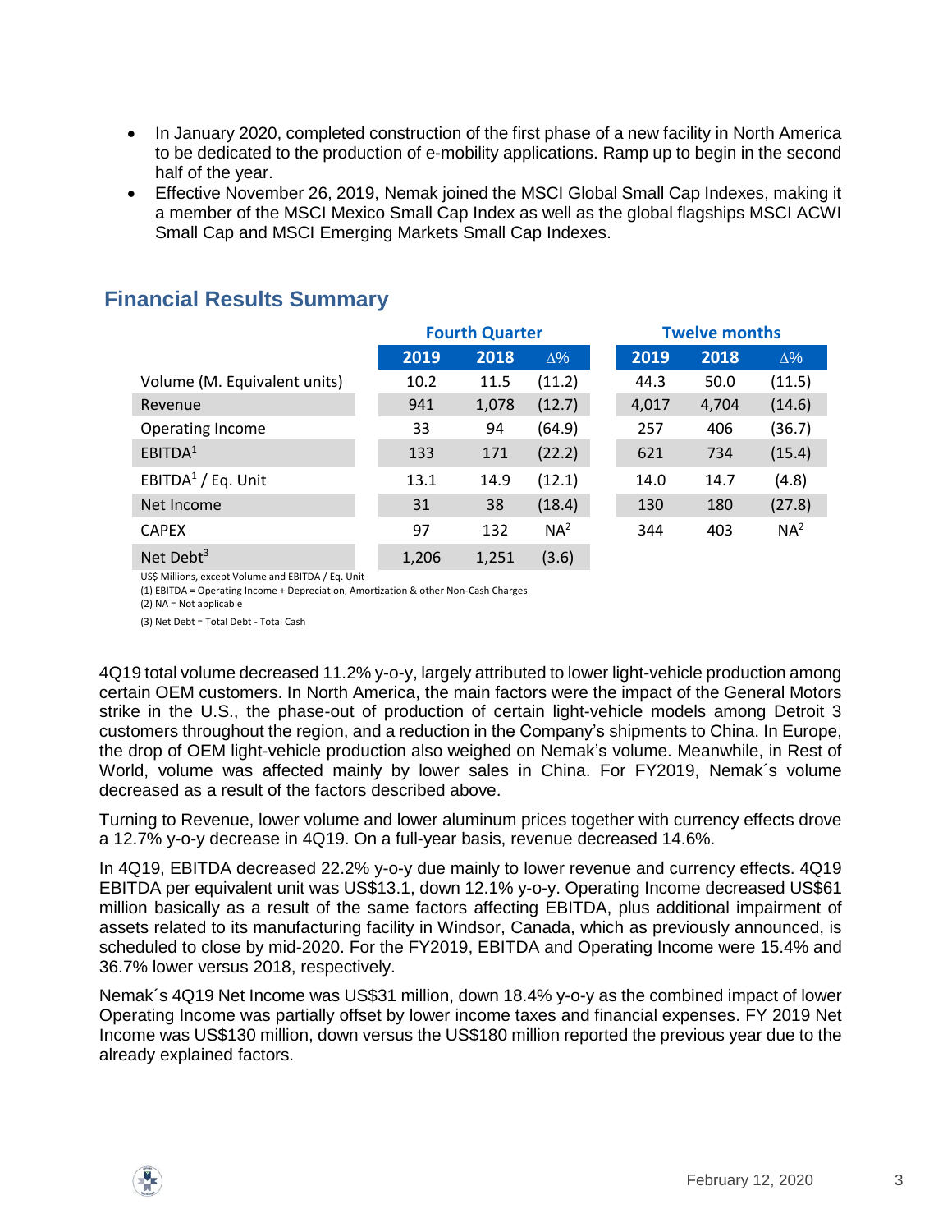- In January 2020, completed construction of the first phase of a new facility in North America to be dedicated to the production of e-mobility applications. Ramp up to begin in the second half of the year.
- Effective November 26, 2019, Nemak joined the MSCI Global Small Cap Indexes, making it a member of the MSCI Mexico Small Cap Index as well as the global flagships MSCI ACWI Small Cap and MSCI Emerging Markets Small Cap Indexes.

## Financial Results Summary

| | Fourth Quarter | | | Twelve months | | |
|---|---|---|---|---|---|---|
| | 2019 | 2018 | ∆% | 2019 | 2018 | ∆% |
| Volume (M. Equivalent units) | 10.2 | 11.5 | (11.2) | 44.3 | 50.0 | (11.5) |
| Revenue | 941 | 1,078 | (12.7) | 4,017 | 4,704 | (14.6) |
| Operating Income | 33 | 94 | (64.9) | 257 | 406 | (36.7) |
| EBITDA[1] | 133 | 171 | (22.2) | 621 | 734 | (15.4) |
| EBITDA[1] / Eq. Unit | 13.1 | 14.9 | (12.1) | 14.0 | 14.7 | (4.8) |
| Net Income | 31 | 38 | (18.4) | 130 | 180 | (27.8) |
| CAPEX | 97 | 132 | NA[2] | 344 | 403 | NA[2] |
| Net Debt[3] | 1,206 | 1,251 | (3.6) | | | |

US$ Millions, except Volume and EBITDA / Eq. Unit

(1) EBITDA = Operating Income + Depreciation, Amortization & other Non-Cash Charges

(2) NA = Not applicable

(3) Net Debt = Total Debt - Total Cash

4Q19 total volume decreased 11.2% y-o-y, largely attributed to lower light-vehicle production among certain OEM customers. In North America, the main factors were the impact of the General Motors strike in the U.S., the phase-out of production of certain light-vehicle models among Detroit 3 customers throughout the region, and a reduction in the Company's shipments to China. In Europe, the drop of OEM light-vehicle production also weighed on Nemak's volume. Meanwhile, in Rest of World, volume was affected mainly by lower sales in China. For FY2019, Nemak´s volume decreased as a result of the factors described above.

Turning to Revenue, lower volume and lower aluminum prices together with currency effects drove a 12.7% y-o-y decrease in 4Q19. On a full-year basis, revenue decreased 14.6%.

In 4Q19, EBITDA decreased 22.2% y-o-y due mainly to lower revenue and currency effects. 4Q19 EBITDA per equivalent unit was US$13.1, down 12.1% y-o-y. Operating Income decreased US$61 million basically as a result of the same factors affecting EBITDA, plus additional impairment of assets related to its manufacturing facility in Windsor, Canada, which as previously announced, is scheduled to close by mid-2020. For the FY2019, EBITDA and Operating Income were 15.4% and 36.7% lower versus 2018, respectively.

Nemak´s 4Q19 Net Income was US$31 million, down 18.4% y-o-y as the combined impact of lower Operating Income was partially offset by lower income taxes and financial expenses. FY 2019 Net Income was US$130 million, down versus the US$180 million reported the previous year due to the already explained factors.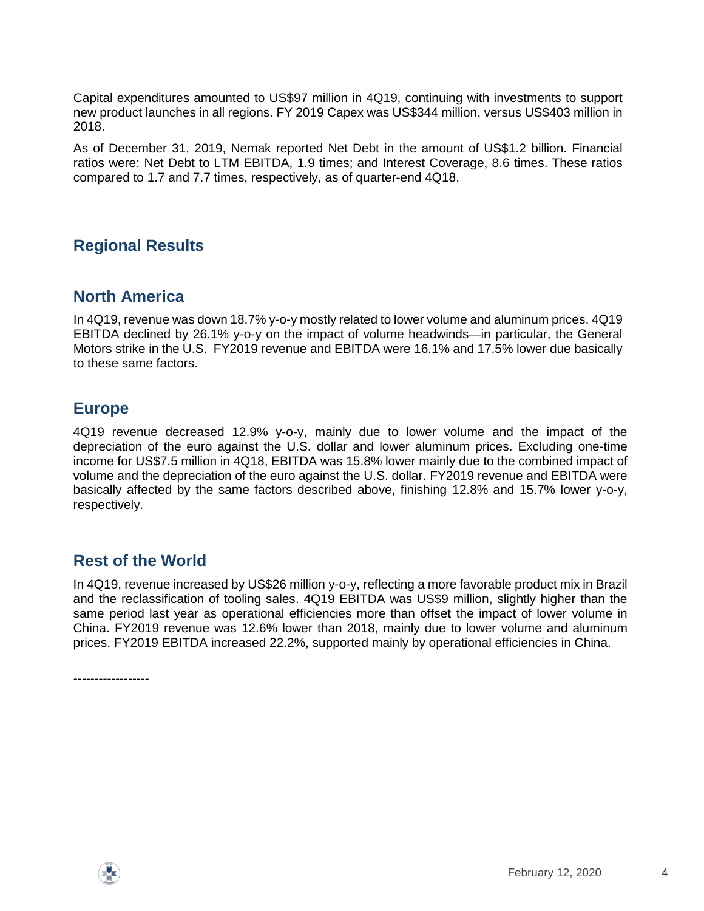Capital expenditures amounted to US$97 million in 4Q19, continuing with investments to support new product launches in all regions. FY 2019 Capex was US$344 million, versus US$403 million in 2018.

As of December 31, 2019, Nemak reported Net Debt in the amount of US$1.2 billion. Financial ratios were: Net Debt to LTM EBITDA, 1.9 times; and Interest Coverage, 8.6 times. These ratios compared to 1.7 and 7.7 times, respectively, as of quarter-end 4Q18.

## Regional Results

## North America

In 4Q19, revenue was down 18.7% y-o-y mostly related to lower volume and aluminum prices. 4Q19 EBITDA declined by 26.1% y-o-y on the impact of volume headwinds—in particular, the General Motors strike in the U.S. FY2019 revenue and EBITDA were 16.1% and 17.5% lower due basically to these same factors.

## Europe

4Q19 revenue decreased 12.9% y-o-y, mainly due to lower volume and the impact of the depreciation of the euro against the U.S. dollar and lower aluminum prices. Excluding one-time income for US$7.5 million in 4Q18, EBITDA was 15.8% lower mainly due to the combined impact of volume and the depreciation of the euro against the U.S. dollar. FY2019 revenue and EBITDA were basically affected by the same factors described above, finishing 12.8% and 15.7% lower y-o-y, respectively.

## Rest of the World

In 4Q19, revenue increased by US$26 million y-o-y, reflecting a more favorable product mix in Brazil and the reclassification of tooling sales. 4Q19 EBITDA was US$9 million, slightly higher than the same period last year as operational efficiencies more than offset the impact of lower volume in China. FY2019 revenue was 12.6% lower than 2018, mainly due to lower volume and aluminum prices. FY2019 EBITDA increased 22.2%, supported mainly by operational efficiencies in China.

------------------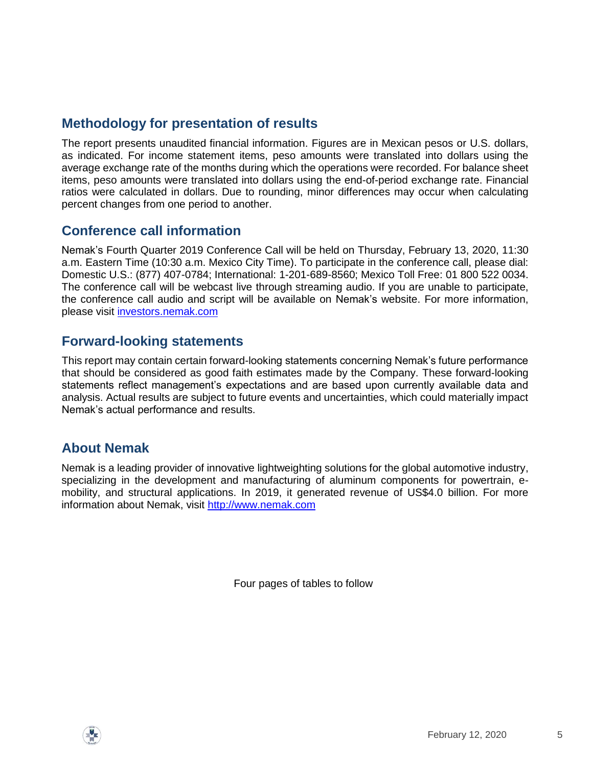## Methodology for presentation of results

The report presents unaudited financial information. Figures are in Mexican pesos or U.S. dollars, as indicated. For income statement items, peso amounts were translated into dollars using the average exchange rate of the months during which the operations were recorded. For balance sheet items, peso amounts were translated into dollars using the end-of-period exchange rate. Financial ratios were calculated in dollars. Due to rounding, minor differences may occur when calculating percent changes from one period to another.

## Conference call information

Nemak's Fourth Quarter 2019 Conference Call will be held on Thursday, February 13, 2020, 11:30 a.m. Eastern Time (10:30 a.m. Mexico City Time). To participate in the conference call, please dial: Domestic U.S.: (877) 407-0784; International: 1-201-689-8560; Mexico Toll Free: 01 800 522 0034. The conference call will be webcast live through streaming audio. If you are unable to participate, the conference call audio and script will be available on Nemak's website. For more information, please visit investors.nemak.com

## Forward-looking statements

This report may contain certain forward-looking statements concerning Nemak's future performance that should be considered as good faith estimates made by the Company. These forward-looking statements reflect management's expectations and are based upon currently available data and analysis. Actual results are subject to future events and uncertainties, which could materially impact Nemak's actual performance and results.

## About Nemak

Nemak is a leading provider of innovative lightweighting solutions for the global automotive industry, specializing in the development and manufacturing of aluminum components for powertrain, e-mobility, and structural applications. In 2019, it generated revenue of US$4.0 billion. For more information about Nemak, visit http://www.nemak.com

Four pages of tables to follow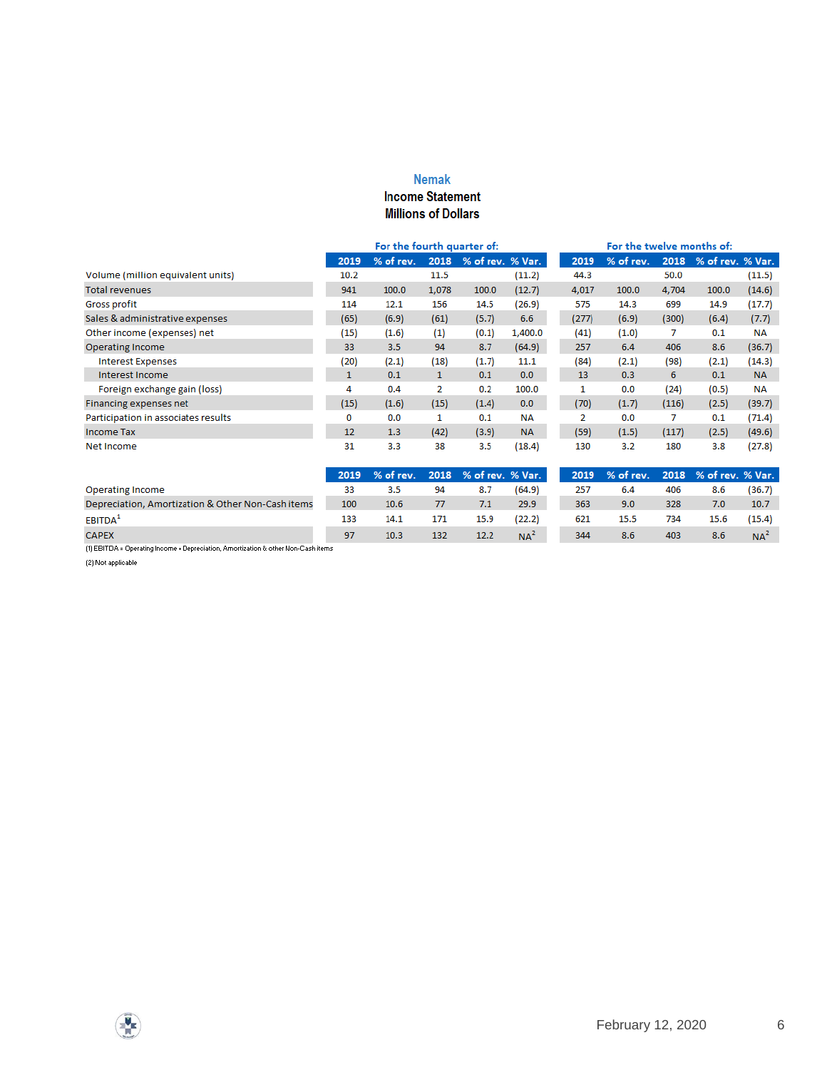# Nemak

## Income Statement
## Millions of Dollars

| | For the fourth quarter of: | | | | | For the twelve months of: | | | | |
|---|---|---|---|---|---|---|---|---|---|---|
| | 2019 | % of rev. | 2018 | % of rev. | % Var. | 2019 | % of rev. | 2018 | % of rev. | % Var. |
| Volume (million equivalent units) | 10.2 | | 11.5 | | (11.2) | 44.3 | | 50.0 | | (11.5) |
| Total revenues | 941 | 100.0 | 1,078 | 100.0 | (12.7) | 4,017 | 100.0 | 4,704 | 100.0 | (14.6) |
| Gross profit | 114 | 12.1 | 156 | 14.5 | (26.9) | 575 | 14.3 | 699 | 14.9 | (17.7) |
| Sales & administrative expenses | (65) | (6.9) | (61) | (5.7) | 6.6 | (277) | (6.9) | (300) | (6.4) | (7.7) |
| Other income (expenses) net | (15) | (1.6) | (1) | (0.1) | 1,400.0 | (41) | (1.0) | 7 | 0.1 | NA |
| Operating Income | 33 | 3.5 | 94 | 8.7 | (64.9) | 257 | 6.4 | 406 | 8.6 | (36.7) |
| Interest Expenses | (20) | (2.1) | (18) | (1.7) | 11.1 | (84) | (2.1) | (98) | (2.1) | (14.3) |
| Interest Income | 1 | 0.1 | 1 | 0.1 | 0.0 | 13 | 0.3 | 6 | 0.1 | NA |
| Foreign exchange gain (loss) | 4 | 0.4 | 2 | 0.2 | 100.0 | 1 | 0.0 | (24) | (0.5) | NA |
| Financing expenses net | (15) | (1.6) | (15) | (1.4) | 0.0 | (70) | (1.7) | (116) | (2.5) | (39.7) |
| Participation in associates results | 0 | 0.0 | 1 | 0.1 | NA | 2 | 0.0 | 7 | 0.1 | (71.4) |
| Income Tax | 12 | 1.3 | (42) | (3.9) | NA | (59) | (1.5) | (117) | (2.5) | (49.6) |
| Net Income | 31 | 3.3 | 38 | 3.5 | (18.4) | 130 | 3.2 | 180 | 3.8 | (27.8) |

| | 2019 | % of rev. | 2018 | % of rev. | % Var. | 2019 | % of rev. | 2018 | % of rev. | % Var. |
|---|---|---|---|---|---|---|---|---|---|---|
| Operating Income | 33 | 3.5 | 94 | 8.7 | (64.9) | 257 | 6.4 | 406 | 8.6 | (36.7) |
| Depreciation, Amortization & Other Non-Cash items | 100 | 10.6 | 77 | 7.1 | 29.9 | 363 | 9.0 | 328 | 7.0 | 10.7 |
| EBITDA[1] | 133 | 14.1 | 171 | 15.9 | (22.2) | 621 | 15.5 | 734 | 15.6 | (15.4) |
| CAPEX | 97 | 10.3 | 132 | 12.2 | NA[2] | 344 | 8.6 | 403 | 8.6 | NA[2] |

(1) EBITDA = Operating Income + Depreciation, Amortization & other Non-Cash items

(2) Not applicable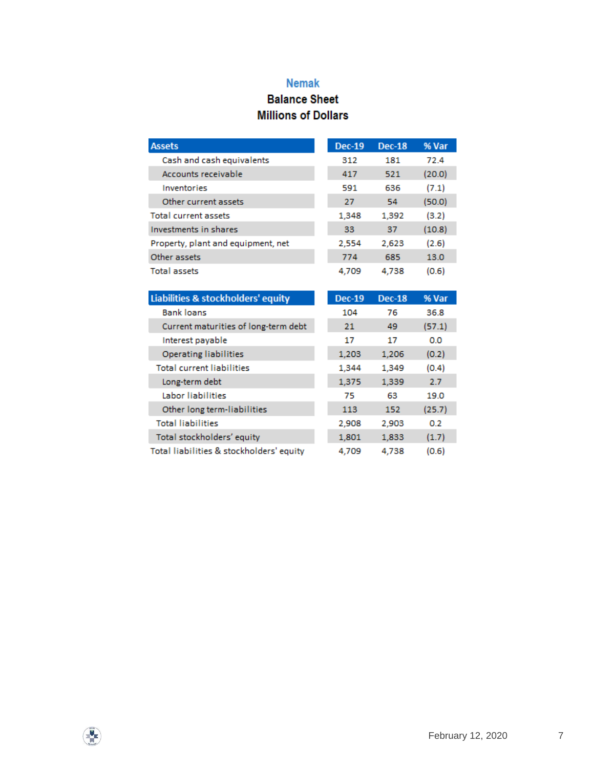# Nemak

## Balance Sheet

## Millions of Dollars

| Assets | Dec-19 | Dec-18 | % Var |
|---|---|---|---|
| Cash and cash equivalents | 312 | 181 | 72.4 |
| Accounts receivable | 417 | 521 | (20.0) |
| Inventories | 591 | 636 | (7.1) |
| Other current assets | 27 | 54 | (50.0) |
| Total current assets | 1,348 | 1,392 | (3.2) |
| Investments in shares | 33 | 37 | (10.8) |
| Property, plant and equipment, net | 2,554 | 2,623 | (2.6) |
| Other assets | 774 | 685 | 13.0 |
| Total assets | 4,709 | 4,738 | (0.6) |

| Liabilities & stockholders' equity | Dec-19 | Dec-18 | % Var |
|---|---|---|---|
| Bank loans | 104 | 76 | 36.8 |
| Current maturities of long-term debt | 21 | 49 | (57.1) |
| Interest payable | 17 | 17 | 0.0 |
| Operating liabilities | 1,203 | 1,206 | (0.2) |
| Total current liabilities | 1,344 | 1,349 | (0.4) |
| Long-term debt | 1,375 | 1,339 | 2.7 |
| Labor liabilities | 75 | 63 | 19.0 |
| Other long term-liabilities | 113 | 152 | (25.7) |
| Total liabilities | 2,908 | 2,903 | 0.2 |
| Total stockholders' equity | 1,801 | 1,833 | (1.7) |
| Total liabilities & stockholders' equity | 4,709 | 4,738 | (0.6) |

February 12, 2020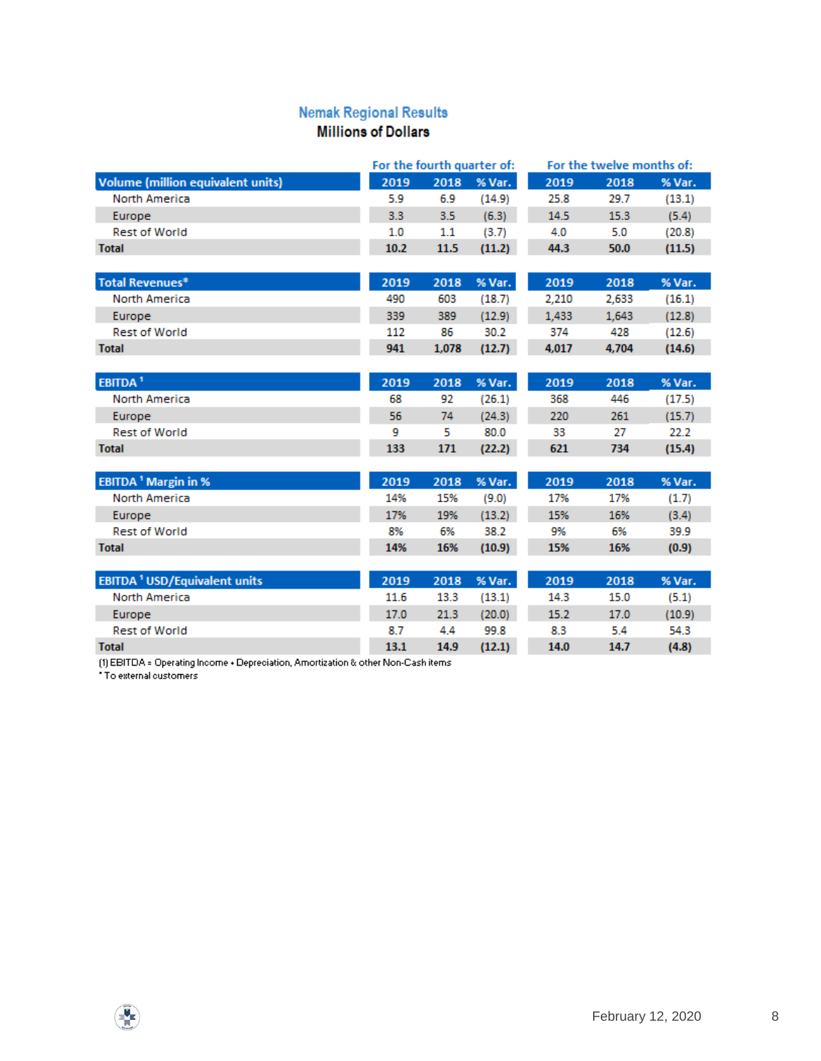## Nemak Regional Results

**Millions of Dollars**

| | For the fourth quarter of: | | | For the twelve months of: | | |
|---|---|---|---|---|---|---|
| **Volume (million equivalent units)** | **2019** | **2018** | **% Var.** | **2019** | **2018** | **% Var.** |
| North America | 5.9 | 6.9 | (14.9) | 25.8 | 29.7 | (13.1) |
| Europe | 3.3 | 3.5 | (6.3) | 14.5 | 15.3 | (5.4) |
| Rest of World | 1.0 | 1.1 | (3.7) | 4.0 | 5.0 | (20.8) |
| **Total** | **10.2** | **11.5** | **(11.2)** | **44.3** | **50.0** | **(11.5)** |
| **Total Revenues*** | **2019** | **2018** | **% Var.** | **2019** | **2018** | **% Var.** |
| North America | 490 | 603 | (18.7) | 2,210 | 2,633 | (16.1) |
| Europe | 339 | 389 | (12.9) | 1,433 | 1,643 | (12.8) |
| Rest of World | 112 | 86 | 30.2 | 374 | 428 | (12.6) |
| **Total** | **941** | **1,078** | **(12.7)** | **4,017** | **4,704** | **(14.6)** |
| **EBITDA [1]** | **2019** | **2018** | **% Var.** | **2019** | **2018** | **% Var.** |
| North America | 68 | 92 | (26.1) | 368 | 446 | (17.5) |
| Europe | 56 | 74 | (24.3) | 220 | 261 | (15.7) |
| Rest of World | 9 | 5 | 80.0 | 33 | 27 | 22.2 |
| **Total** | **133** | **171** | **(22.2)** | **621** | **734** | **(15.4)** |
| **EBITDA [1] Margin in %** | **2019** | **2018** | **% Var.** | **2019** | **2018** | **% Var.** |
| North America | 14% | 15% | (9.0) | 17% | 17% | (1.7) |
| Europe | 17% | 19% | (13.2) | 15% | 16% | (3.4) |
| Rest of World | 8% | 6% | 38.2 | 9% | 6% | 39.9 |
| **Total** | **14%** | **16%** | **(10.9)** | **15%** | **16%** | **(0.9)** |
| **EBITDA [1] USD/Equivalent units** | **2019** | **2018** | **% Var.** | **2019** | **2018** | **% Var.** |
| North America | 11.6 | 13.3 | (13.1) | 14.3 | 15.0 | (5.1) |
| Europe | 17.0 | 21.3 | (20.0) | 15.2 | 17.0 | (10.9) |
| Rest of World | 8.7 | 4.4 | 99.8 | 8.3 | 5.4 | 54.3 |
| **Total** | **13.1** | **14.9** | **(12.1)** | **14.0** | **14.7** | **(4.8)** |

(1) EBITDA = Operating Income + Depreciation, Amortization & other Non-Cash items

* To external customers

February 12, 2020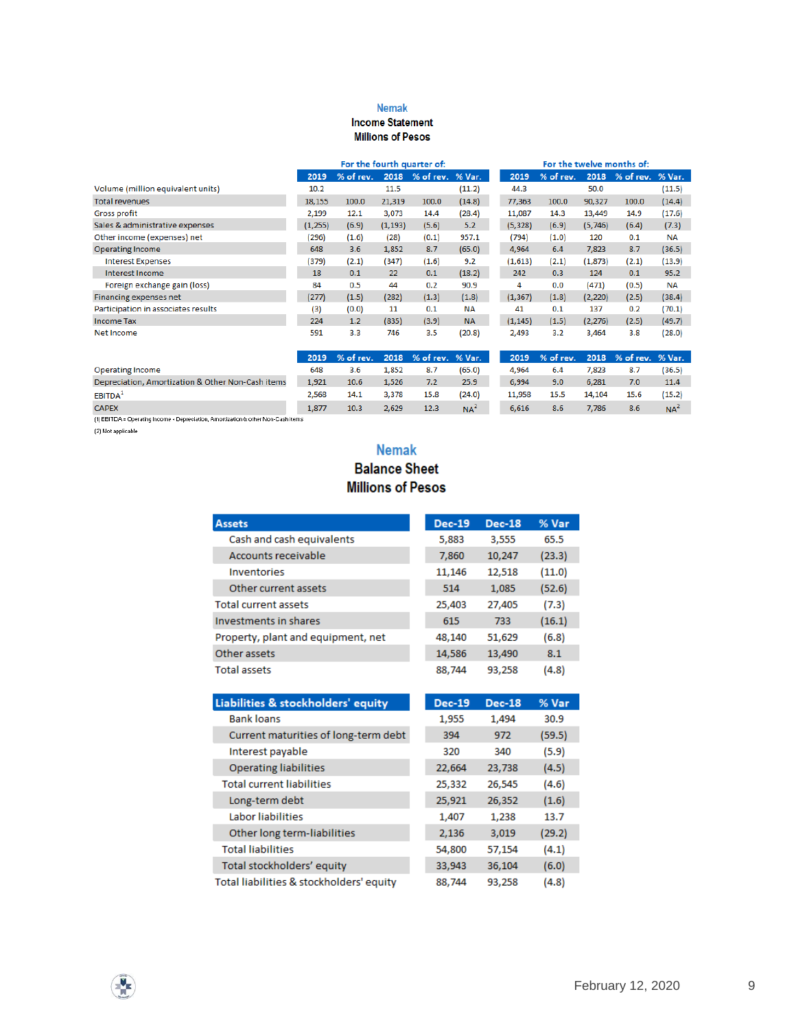**Nemak**
**Income Statement**
**Millions of Pesos**

| | For the fourth quarter of: | | | | | For the twelve months of: | | | | |
|---|---|---|---|---|---|---|---|---|---|---|
| | 2019 | % of rev. | 2018 | % of rev. | % Var. | 2019 | % of rev. | 2018 | % of rev. | % Var. |
| Volume (million equivalent units) | 10.2 | | 11.5 | | (11.2) | 44.3 | | 50.0 | | (11.5) |
| Total revenues | 18,155 | 100.0 | 21,319 | 100.0 | (14.8) | 77,363 | 100.0 | 90,327 | 100.0 | (14.4) |
| Gross profit | 2,199 | 12.1 | 3,073 | 14.4 | (28.4) | 11,087 | 14.3 | 13,449 | 14.9 | (17.6) |
| Sales & administrative expenses | (1,255) | (6.9) | (1,193) | (5.6) | 5.2 | (5,328) | (6.9) | (5,746) | (6.4) | (7.3) |
| Other income (expenses) net | (296) | (1.6) | (28) | (0.1) | 957.1 | (794) | (1.0) | 120 | 0.1 | NA |
| Operating Income | 648 | 3.6 | 1,852 | 8.7 | (65.0) | 4,964 | 6.4 | 7,823 | 8.7 | (36.5) |
| Interest Expenses | (379) | (2.1) | (347) | (1.6) | 9.2 | (1,613) | (2.1) | (1,873) | (2.1) | (13.9) |
| Interest Income | 18 | 0.1 | 22 | 0.1 | (18.2) | 242 | 0.3 | 124 | 0.1 | 95.2 |
| Foreign exchange gain (loss) | 84 | 0.5 | 44 | 0.2 | 90.9 | 4 | 0.0 | (471) | (0.5) | NA |
| Financing expenses net | (277) | (1.5) | (282) | (1.3) | (1.8) | (1,367) | (1.8) | (2,220) | (2.5) | (38.4) |
| Participation in associates results | (3) | (0.0) | 11 | 0.1 | NA | 41 | 0.1 | 137 | 0.2 | (70.1) |
| Income Tax | 224 | 1.2 | (835) | (3.9) | NA | (1,145) | (1.5) | (2,276) | (2.5) | (49.7) |
| Net Income | 591 | 3.3 | 746 | 3.5 | (20.8) | 2,493 | 3.2 | 3,464 | 3.8 | (28.0) |

| | 2019 | % of rev. | 2018 | % of rev. | % Var. | 2019 | % of rev. | 2018 | % of rev. | % Var. |
|---|---|---|---|---|---|---|---|---|---|---|
| Operating Income | 648 | 3.6 | 1,852 | 8.7 | (65.0) | 4,964 | 6.4 | 7,823 | 8.7 | (36.5) |
| Depreciation, Amortization & Other Non-Cash items | 1,921 | 10.6 | 1,526 | 7.2 | 25.9 | 6,994 | 9.0 | 6,281 | 7.0 | 11.4 |
| EBITDA[1] | 2,568 | 14.1 | 3,378 | 15.8 | (24.0) | 11,958 | 15.5 | 14,104 | 15.6 | (15.2) |
| CAPEX | 1,877 | 10.3 | 2,629 | 12.3 | NA[2] | 6,616 | 8.6 | 7,786 | 8.6 | NA[2] |

(1) EBITDA = Operating Income + Depreciation, Amortization & other Non-Cash items

(2) Not applicable

**Nemak**
**Balance Sheet**
**Millions of Pesos**

| Assets | Dec-19 | Dec-18 | % Var |
|---|---|---|---|
| Cash and cash equivalents | 5,883 | 3,555 | 65.5 |
| Accounts receivable | 7,860 | 10,247 | (23.3) |
| Inventories | 11,146 | 12,518 | (11.0) |
| Other current assets | 514 | 1,085 | (52.6) |
| Total current assets | 25,403 | 27,405 | (7.3) |
| Investments in shares | 615 | 733 | (16.1) |
| Property, plant and equipment, net | 48,140 | 51,629 | (6.8) |
| Other assets | 14,586 | 13,490 | 8.1 |
| Total assets | 88,744 | 93,258 | (4.8) |

| Liabilities & stockholders' equity | Dec-19 | Dec-18 | % Var |
|---|---|---|---|
| Bank loans | 1,955 | 1,494 | 30.9 |
| Current maturities of long-term debt | 394 | 972 | (59.5) |
| Interest payable | 320 | 340 | (5.9) |
| Operating liabilities | 22,664 | 23,738 | (4.5) |
| Total current liabilities | 25,332 | 26,545 | (4.6) |
| Long-term debt | 25,921 | 26,352 | (1.6) |
| Labor liabilities | 1,407 | 1,238 | 13.7 |
| Other long term-liabilities | 2,136 | 3,019 | (29.2) |
| Total liabilities | 54,800 | 57,154 | (4.1) |
| Total stockholders' equity | 33,943 | 36,104 | (6.0) |
| Total liabilities & stockholders' equity | 88,744 | 93,258 | (4.8) |

February 12, 2020